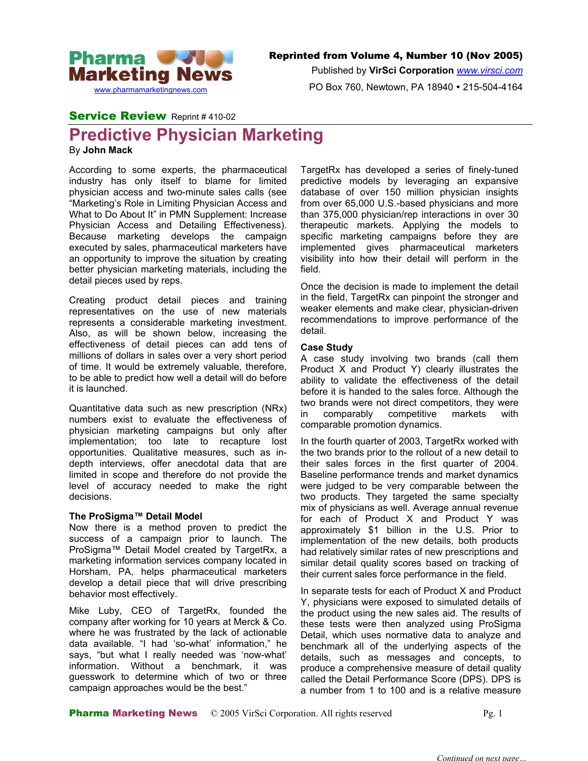Reprinted from Volume 4, Number 10 (Nov 2005)

Published by **VirSci Corporation** www.virsci.com

PO Box 760, Newtown, PA 18940 • 215-504-4164

**Service Review** Reprint # 410-02

# Predictive Physician Marketing

By **John Mack**

According to some experts, the pharmaceutical industry has only itself to blame for limited physician access and two-minute sales calls (see "Marketing's Role in Limiting Physician Access and What to Do About It" in PMN Supplement: Increase Physician Access and Detailing Effectiveness). Because marketing develops the campaign executed by sales, pharmaceutical marketers have an opportunity to improve the situation by creating better physician marketing materials, including the detail pieces used by reps.

Creating product detail pieces and training representatives on the use of new materials represents a considerable marketing investment. Also, as will be shown below, increasing the effectiveness of detail pieces can add tens of millions of dollars in sales over a very short period of time. It would be extremely valuable, therefore, to be able to predict how well a detail will do before it is launched.

Quantitative data such as new prescription (NRx) numbers exist to evaluate the effectiveness of physician marketing campaigns but only after implementation; too late to recapture lost opportunities. Qualitative measures, such as in-depth interviews, offer anecdotal data that are limited in scope and therefore do not provide the level of accuracy needed to make the right decisions.

### The ProSigma™ Detail Model

Now there is a method proven to predict the success of a campaign prior to launch. The ProSigma™ Detail Model created by TargetRx, a marketing information services company located in Horsham, PA, helps pharmaceutical marketers develop a detail piece that will drive prescribing behavior most effectively.

Mike Luby, CEO of TargetRx, founded the company after working for 10 years at Merck & Co. where he was frustrated by the lack of actionable data available. "I had 'so-what' information," he says, "but what I really needed was 'now-what' information. Without a benchmark, it was guesswork to determine which of two or three campaign approaches would be the best."

TargetRx has developed a series of finely-tuned predictive models by leveraging an expansive database of over 150 million physician insights from over 65,000 U.S.-based physicians and more than 375,000 physician/rep interactions in over 30 therapeutic markets. Applying the models to specific marketing campaigns before they are implemented gives pharmaceutical marketers visibility into how their detail will perform in the field.

Once the decision is made to implement the detail in the field, TargetRx can pinpoint the stronger and weaker elements and make clear, physician-driven recommendations to improve performance of the detail.

### Case Study

A case study involving two brands (call them Product X and Product Y) clearly illustrates the ability to validate the effectiveness of the detail before it is handed to the sales force. Although the two brands were not direct competitors, they were in comparably competitive markets with comparable promotion dynamics.

In the fourth quarter of 2003, TargetRx worked with the two brands prior to the rollout of a new detail to their sales forces in the first quarter of 2004. Baseline performance trends and market dynamics were judged to be very comparable between the two products. They targeted the same specialty mix of physicians as well. Average annual revenue for each of Product X and Product Y was approximately $1 billion in the U.S. Prior to implementation of the new details, both products had relatively similar rates of new prescriptions and similar detail quality scores based on tracking of their current sales force performance in the field.

In separate tests for each of Product X and Product Y, physicians were exposed to simulated details of the product using the new sales aid. The results of these tests were then analyzed using ProSigma Detail, which uses normative data to analyze and benchmark all of the underlying aspects of the details, such as messages and concepts, to produce a comprehensive measure of detail quality called the Detail Performance Score (DPS). DPS is a number from 1 to 100 and is a relative measure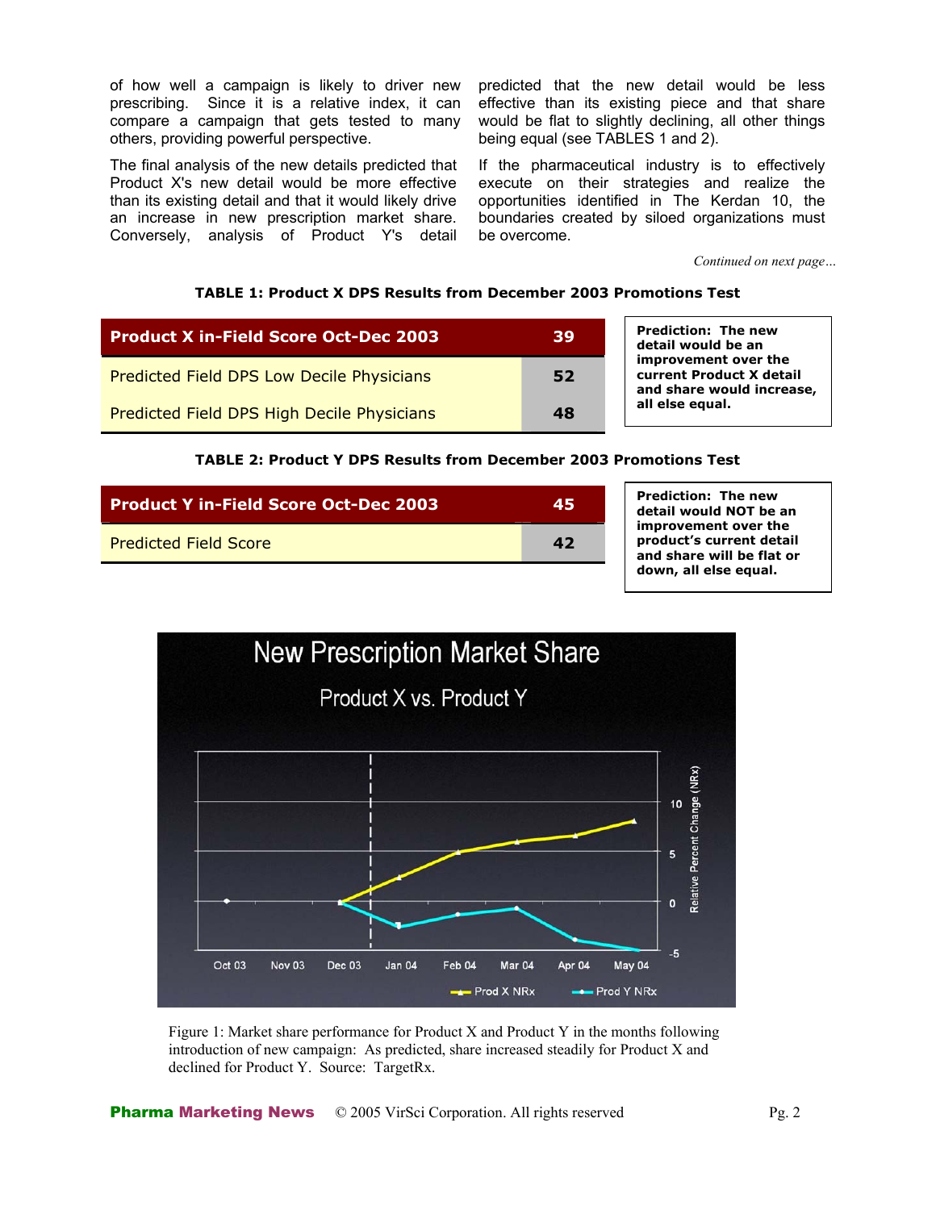of how well a campaign is likely to driver new prescribing. Since it is a relative index, it can compare a campaign that gets tested to many others, providing powerful perspective.

The final analysis of the new details predicted that Product X's new detail would be more effective than its existing detail and that it would likely drive an increase in new prescription market share. Conversely, analysis of Product Y's detail predicted that the new detail would be less effective than its existing piece and that share would be flat to slightly declining, all other things being equal (see TABLES 1 and 2).

If the pharmaceutical industry is to effectively execute on their strategies and realize the opportunities identified in The Kerdan 10, the boundaries created by siloed organizations must be overcome.

*Continued on next page…*

**TABLE 1: Product X DPS Results from December 2003 Promotions Test**

| Product X in-Field Score Oct-Dec 2003 | 39 |
|---|---|
| Predicted Field DPS Low Decile Physicians | 52 |
| Predicted Field DPS High Decile Physicians | 48 |

**Prediction: The new detail would be an improvement over the current Product X detail and share would increase, all else equal.**

**TABLE 2: Product Y DPS Results from December 2003 Promotions Test**

| Product Y in-Field Score Oct-Dec 2003 | 45 |
|---|---|
| Predicted Field Score | 42 |

**Prediction: The new detail would NOT be an improvement over the product's current detail and share will be flat or down, all else equal.**

Figure 1: Market share performance for Product X and Product Y in the months following introduction of new campaign: As predicted, share increased steadily for Product X and declined for Product Y. Source: TargetRx.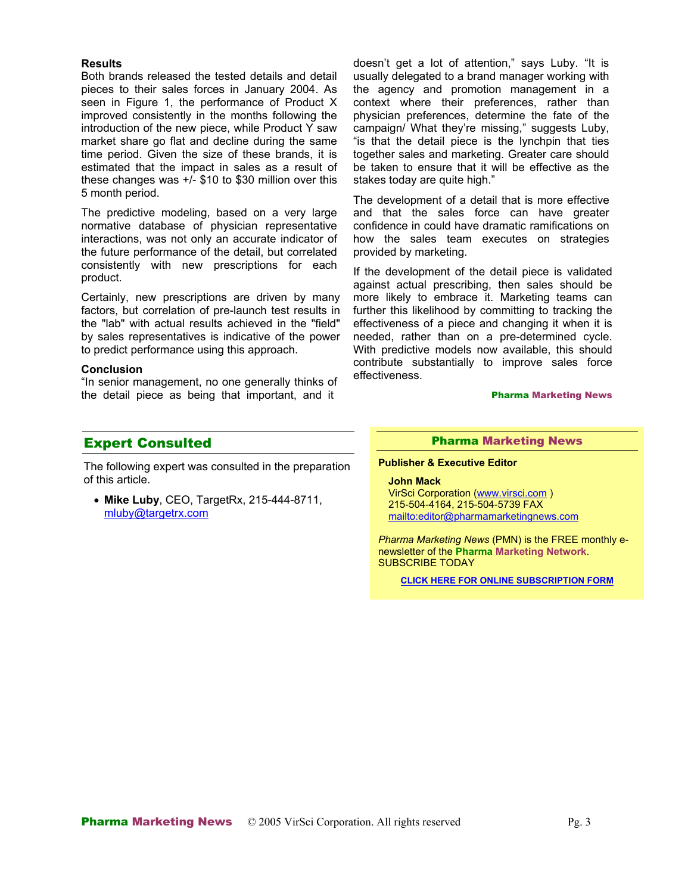### Results

Both brands released the tested details and detail pieces to their sales forces in January 2004. As seen in Figure 1, the performance of Product X improved consistently in the months following the introduction of the new piece, while Product Y saw market share go flat and decline during the same time period. Given the size of these brands, it is estimated that the impact in sales as a result of these changes was +/- $10 to $30 million over this 5 month period.

The predictive modeling, based on a very large normative database of physician representative interactions, was not only an accurate indicator of the future performance of the detail, but correlated consistently with new prescriptions for each product.

Certainly, new prescriptions are driven by many factors, but correlation of pre-launch test results in the "lab" with actual results achieved in the "field" by sales representatives is indicative of the power to predict performance using this approach.

### Conclusion

"In senior management, no one generally thinks of the detail piece as being that important, and it doesn't get a lot of attention," says Luby. "It is usually delegated to a brand manager working with the agency and promotion management in a context where their preferences, rather than physician preferences, determine the fate of the campaign/ What they're missing," suggests Luby, "is that the detail piece is the lynchpin that ties together sales and marketing. Greater care should be taken to ensure that it will be effective as the stakes today are quite high."

The development of a detail that is more effective and that the sales force can have greater confidence in could have dramatic ramifications on how the sales team executes on strategies provided by marketing.

If the development of the detail piece is validated against actual prescribing, then sales should be more likely to embrace it. Marketing teams can further this likelihood by committing to tracking the effectiveness of a piece and changing it when it is needed, rather than on a pre-determined cycle. With predictive models now available, this should contribute substantially to improve sales force effectiveness.

**Pharma Marketing News**

## Expert Consulted

The following expert was consulted in the preparation of this article.

- **Mike Luby**, CEO, TargetRx, 215-444-8711, mluby@targetrx.com

## Pharma Marketing News

**Publisher & Executive Editor**

**John Mack**
VirSci Corporation (www.virsci.com )
215-504-4164, 215-504-5739 FAX
mailto:editor@pharmamarketingnews.com

*Pharma Marketing News* (PMN) is the FREE monthly e-newsletter of the **Pharma Marketing Network**.
SUBSCRIBE TODAY

**CLICK HERE FOR ONLINE SUBSCRIPTION FORM**